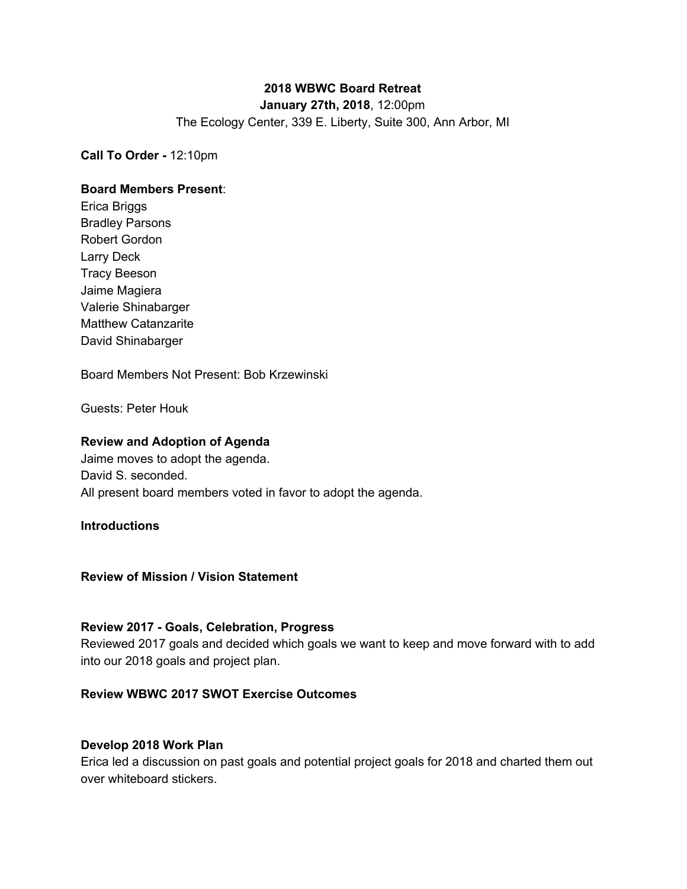**2018 WBWC Board Retreat**
**January 27th, 2018**, 12:00pm
The Ecology Center, 339 E. Liberty, Suite 300, Ann Arbor, MI

**Call To Order -** 12:10pm

**Board Members Present**:
Erica Briggs
Bradley Parsons
Robert Gordon
Larry Deck
Tracy Beeson
Jaime Magiera
Valerie Shinabarger
Matthew Catanzarite
David Shinabarger

Board Members Not Present: Bob Krzewinski

Guests: Peter Houk

**Review and Adoption of Agenda**
Jaime moves to adopt the agenda.
David S. seconded.
All present board members voted in favor to adopt the agenda.

**Introductions**

**Review of Mission / Vision Statement**

**Review 2017 - Goals, Celebration, Progress**
Reviewed 2017 goals and decided which goals we want to keep and move forward with to add into our 2018 goals and project plan.

**Review WBWC 2017 SWOT Exercise Outcomes**

**Develop 2018 Work Plan**
Erica led a discussion on past goals and potential project goals for 2018 and charted them out over whiteboard stickers.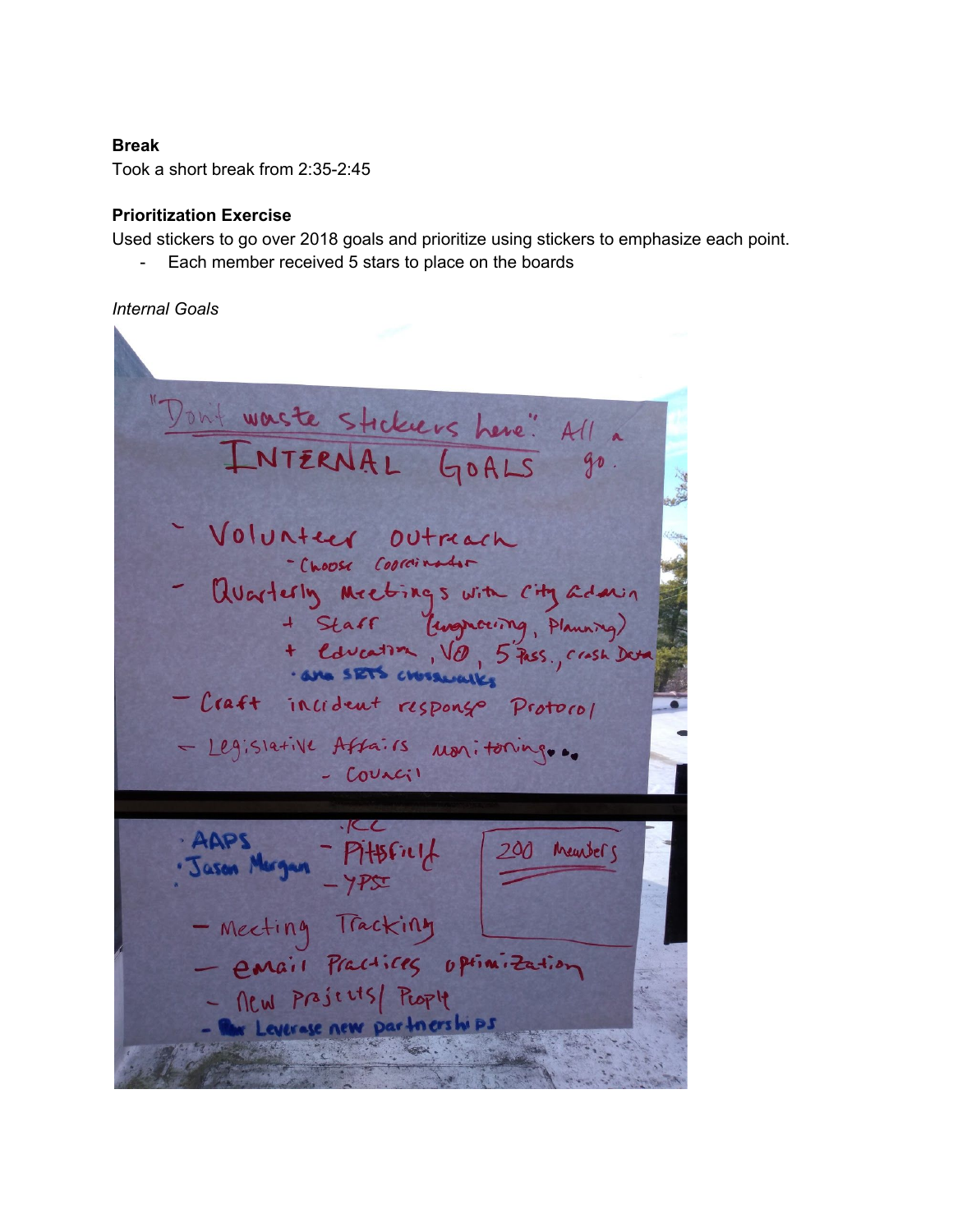**Break**

Took a short break from 2:35-2:45

**Prioritization Exercise**

Used stickers to go over 2018 goals and prioritize using stickers to emphasize each point.

- Each member received 5 stars to place on the boards

*Internal Goals*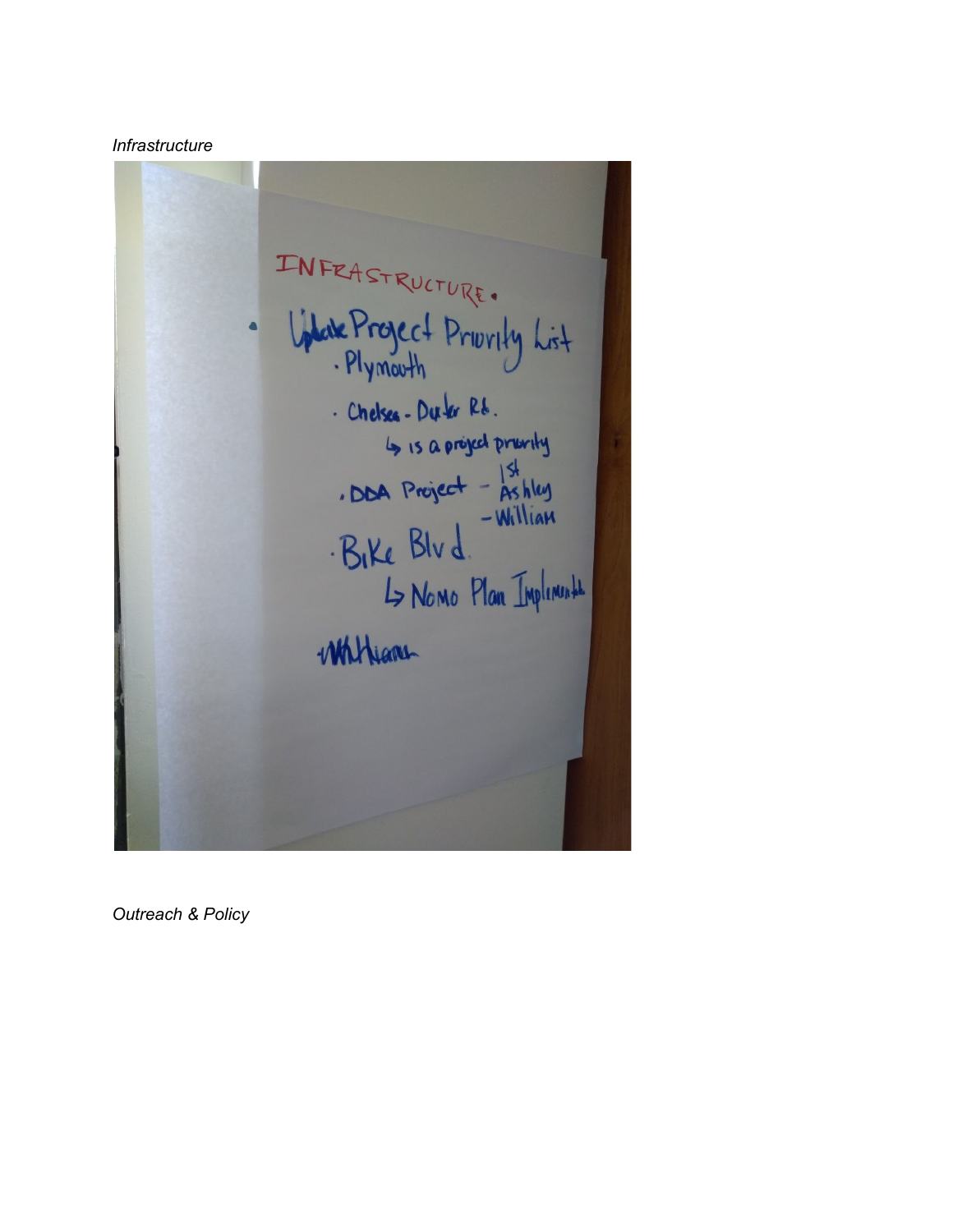*Infrastructure*

*Outreach & Policy*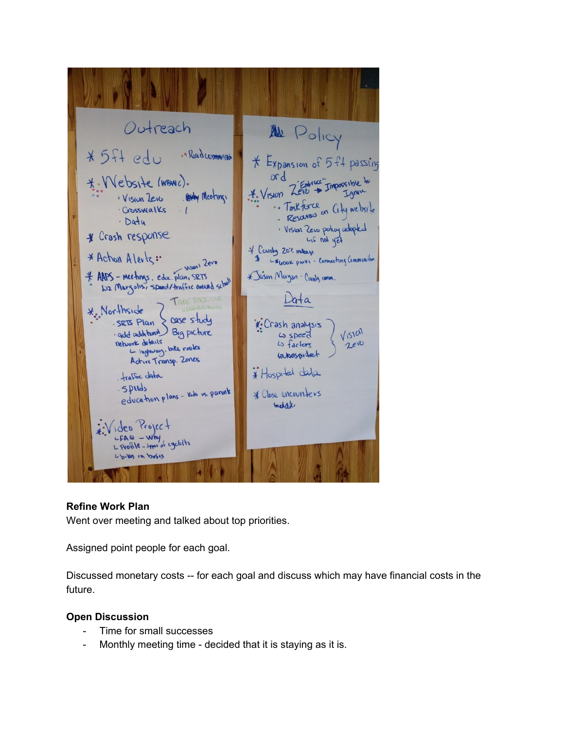**Refine Work Plan**

Went over meeting and talked about top priorities.

Assigned point people for each goal.

Discussed monetary costs -- for each goal and discuss which may have financial costs in the future.

**Open Discussion**

- Time for small successes
- Monthly meeting time - decided that it is staying as it is.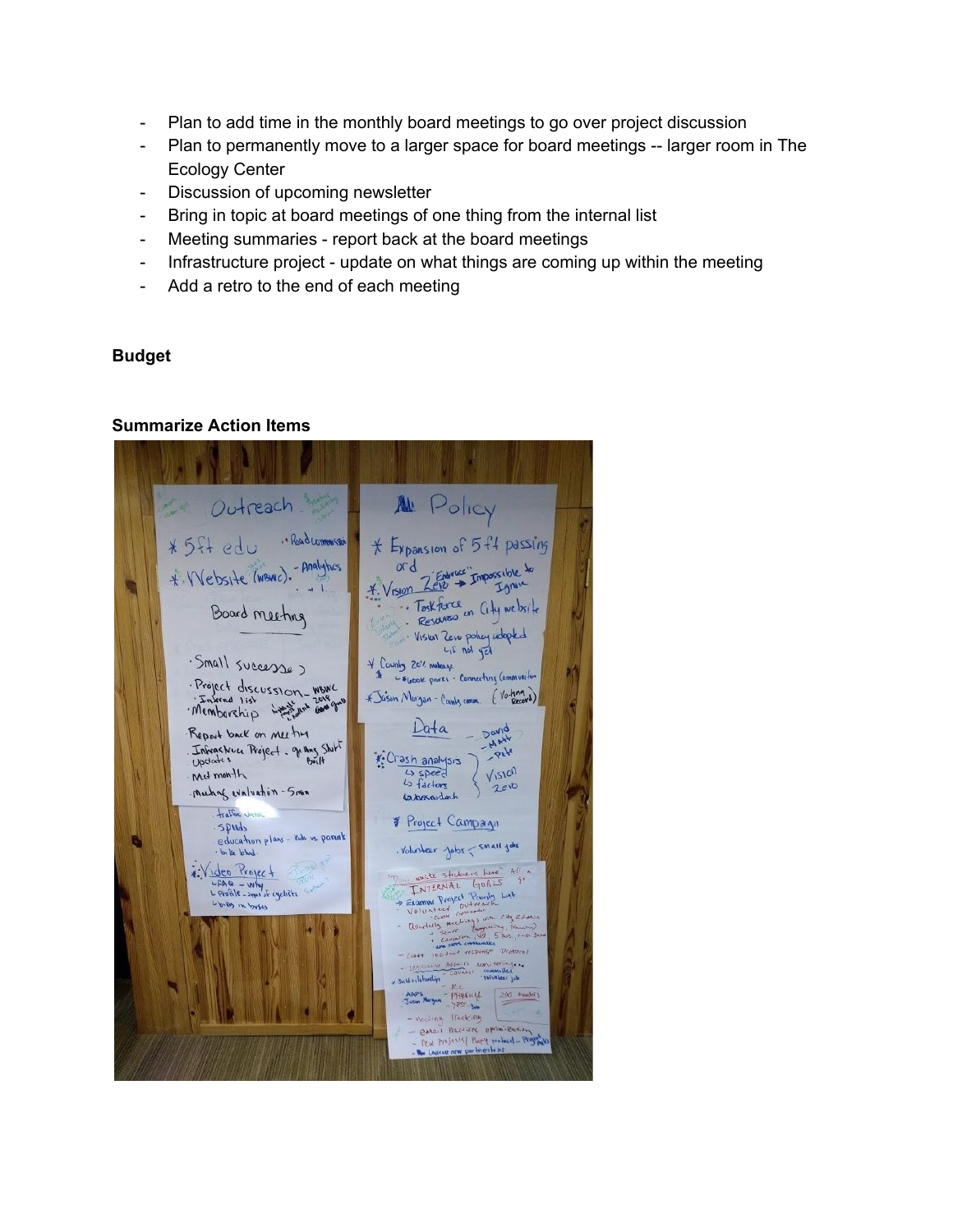- Plan to add time in the monthly board meetings to go over project discussion
- Plan to permanently move to a larger space for board meetings -- larger room in The Ecology Center
- Discussion of upcoming newsletter
- Bring in topic at board meetings of one thing from the internal list
- Meeting summaries - report back at the board meetings
- Infrastructure project - update on what things are coming up within the meeting
- Add a retro to the end of each meeting

**Budget**

**Summarize Action Items**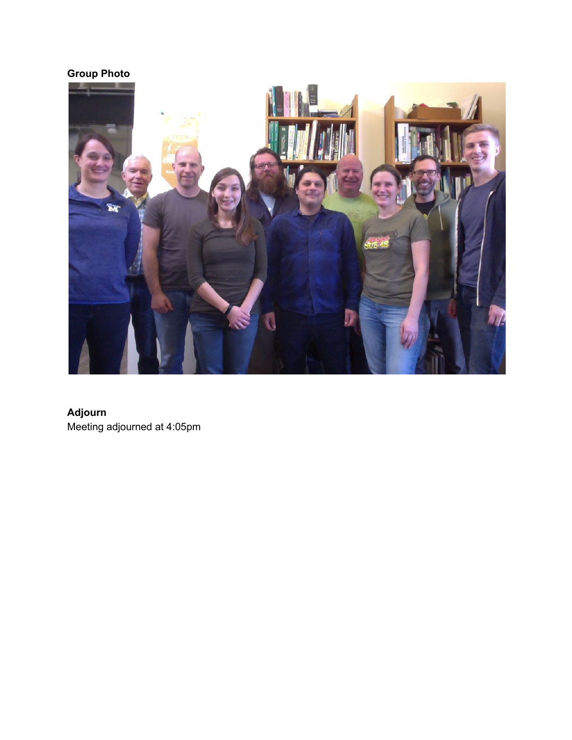**Group Photo**

**Adjourn**

Meeting adjourned at 4:05pm